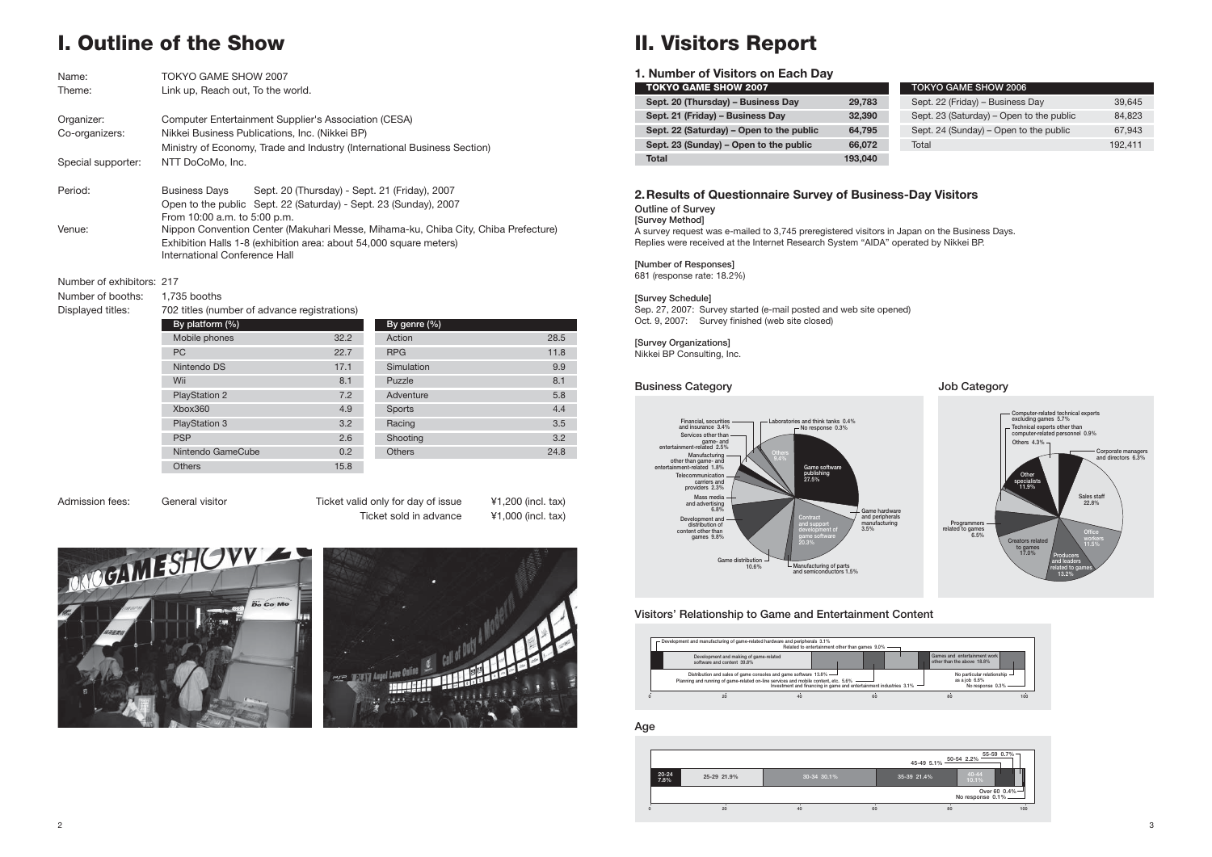# I. Outline of the Show

| | |
|---|---|
| Name: | TOKYO GAME SHOW 2007 |
| Theme: | Link up, Reach out, To the world. |
| Organizer: | Computer Entertainment Supplier's Association (CESA) |
| Co-organizers: | Nikkei Business Publications, Inc. (Nikkei BP) |
| | Ministry of Economy, Trade and Industry (International Business Section) |
| Special supporter: | NTT DoCoMo, Inc. |
| Period: | Business Days Sept. 20 (Thursday) - Sept. 21 (Friday), 2007 |
| | Open to the public Sept. 22 (Saturday) - Sept. 23 (Sunday), 2007 |
| | From 10:00 a.m. to 5:00 p.m. |
| Venue: | Nippon Convention Center (Makuhari Messe, Mihama-ku, Chiba City, Chiba Prefecture) |
| | Exhibition Halls 1-8 (exhibition area: about 54,000 square meters) |
| | International Conference Hall |
| Number of exhibitors: | 217 |
| Number of booths: | 1,735 booths |
| Displayed titles: | 702 titles (number of advance registrations) |

| By platform (%) | |
|---|---|
| Mobile phones | 32.2 |
| PC | 22.7 |
| Nintendo DS | 17.1 |
| Wii | 8.1 |
| PlayStation 2 | 7.2 |
| Xbox360 | 4.9 |
| PlayStation 3 | 3.2 |
| PSP | 2.6 |
| Nintendo GameCube | 0.2 |
| Others | 15.8 |

| By genre (%) | |
|---|---|
| Action | 28.5 |
| RPG | 11.8 |
| Simulation | 9.9 |
| Puzzle | 8.1 |
| Adventure | 5.8 |
| Sports | 4.4 |
| Racing | 3.5 |
| Shooting | 3.2 |
| Others | 24.8 |

| Admission fees: | General visitor | Ticket valid only for day of issue | ¥1,200 (incl. tax) |
|---|---|---|---|
| | | Ticket sold in advance | ¥1,000 (incl. tax) |

# II. Visitors Report

## 1. Number of Visitors on Each Day

| TOKYO GAME SHOW 2007 | |
|---|---|
| **Sept. 20 (Thursday) – Business Day** | **29,783** |
| **Sept. 21 (Friday) – Business Day** | **32,390** |
| **Sept. 22 (Saturday) – Open to the public** | **64,795** |
| **Sept. 23 (Sunday) – Open to the public** | **66,072** |
| **Total** | **193,040** |

| TOKYO GAME SHOW 2006 | |
|---|---|
| Sept. 22 (Friday) – Business Day | 39,645 |
| Sept. 23 (Saturday) – Open to the public | 84,823 |
| Sept. 24 (Sunday) – Open to the public | 67,943 |
| Total | 192,411 |

## 2. Results of Questionnaire Survey of Business-Day Visitors

### Outline of Survey

**[Survey Method]**

A survey request was e-mailed to 3,745 preregistered visitors in Japan on the Business Days. Replies were received at the Internet Research System "AIDA" operated by Nikkei BP.

**[Number of Responses]**

681 (response rate: 18.2%)

**[Survey Schedule]**

Sep. 27, 2007: Survey started (e-mail posted and web site opened)
Oct. 9, 2007: Survey finished (web site closed)

**[Survey Organizations]**

Nikkei BP Consulting, Inc.

### Business Category

Game software publishing 27.5%; Contract and support development of game software 20.3%; Game distribution 10.6%; Development and distribution of content other than games 9.8%; Others 9.4%; Mass media and advertising 6.8%; Game hardware and peripherals manufacturing 3.5%; Financial, securities and insurance 3.4%; Services other than game- and entertainment-related 2.5%; Telecommunication carriers and providers 2.3%; Manufacturing other than game- and entertainment-related 1.8%; Manufacturing of parts and semiconductors 1.5%; Laboratories and think tanks 0.4%; No response 0.3%

### Job Category

Sales staff 22.8%; Creators related to games 17.0%; Producers and leaders related to games 13.2%; Other specialists 11.9%; Office workers 11.5%; Programmers related to games 6.5%; Corporate managers and directors 6.3%; Computer-related technical experts excluding games 5.7%; Others 4.3%; Technical experts other than computer-related personnel 0.9%

### Visitors' Relationship to Game and Entertainment Content

Development and making of game-related software and content 39.8%; Games and entertainment work other than the above 18.8%; Distribution and sales of game consoles and game software 13.8%; Related to entertainment other than games 9.0%; No particular relationship as a job 6.8%; Planning and running of game-related on-line services and mobile content, etc. 5.6%; Development and manufacturing of game-related hardware and peripherals 3.1%; Investment and financing in game and entertainment industries 3.1%; No response 0.3%

### Age

20-24 7.8%; 25-29 21.9%; 30-34 30.1%; 35-39 21.4%; 40-44 10.1%; 45-49 5.1%; 50-54 2.2%; 55-59 0.7%; Over 60 0.4%; No response 0.1%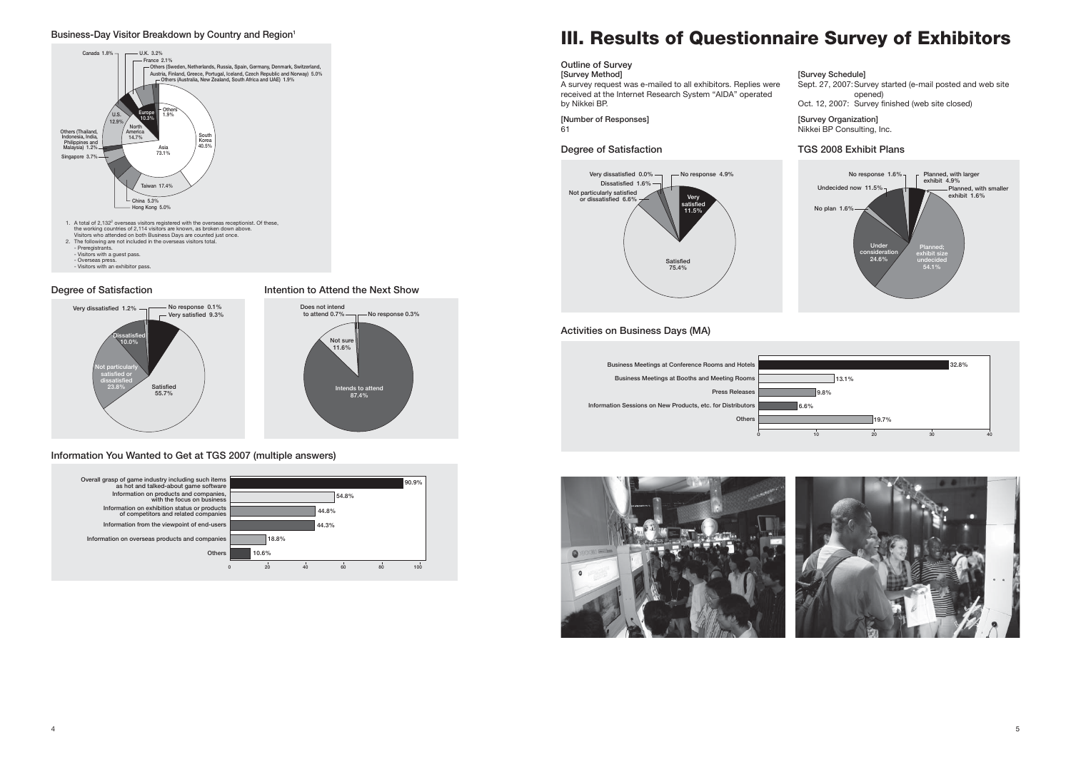### Business-Day Visitor Breakdown by Country and Region[1]

| Region / Country | Share |
| --- | --- |
| Asia | 73.1% |
| South Korea | 40.5% |
| Taiwan | 17.4% |
| China | 5.3% |
| Hong Kong | 5.0% |
| Singapore | 3.7% |
| Others (Thailand, Indonesia, India, Philippines and Malaysia) | 1.2% |
| North America | 14.7% |
| U.S. | 12.9% |
| Canada | 1.8% |
| Europe | 10.3% |
| U.K. | 3.2% |
| France | 2.1% |
| Others (Sweden, Netherlands, Russia, Spain, Germany, Denmark, Switzerland, Austria, Finland, Greece, Portugal, Iceland, Czech Republic and Norway) | 5.0% |
| Others | 1.9% |
| Others (Australia, New Zealand, South Africa and UAE) | 1.9% |

1. A total of 2,132[2] overseas visitors registered with the overseas receptionist. Of these, the working countries of 2,114 visitors are known, as broken down above. Visitors who attended on both Business Days are counted just once.
2. The following are not included in the overseas visitors total.
   - Preregistrants.
   - Visitors with a guest pass.
   - Overseas press.
   - Visitors with an exhibitor pass.

### Degree of Satisfaction

| Response | Share |
| --- | --- |
| Very satisfied | 9.3% |
| Satisfied | 55.7% |
| Not particularly satisfied or dissatisfied | 23.8% |
| Dissatisfied | 10.0% |
| Very dissatisfied | 1.2% |
| No response | 0.1% |

### Intention to Attend the Next Show

| Response | Share |
| --- | --- |
| Intends to attend | 87.4% |
| Not sure | 11.6% |
| Does not intend to attend | 0.7% |
| No response | 0.3% |

### Information You Wanted to Get at TGS 2007 (multiple answers)

| Item | Share |
| --- | --- |
| Overall grasp of game industry including such items as hot and talked-about game software | 90.9% |
| Information on products and companies, with the focus on business | 54.8% |
| Information on exhibition status or products of competitors and related companies | 44.8% |
| Information from the viewpoint of end-users | 44.3% |
| Information on overseas products and companies | 18.8% |
| Others | 10.6% |

# III. Results of Questionnaire Survey of Exhibitors

## Outline of Survey

**[Survey Method]**
A survey request was e-mailed to all exhibitors. Replies were received at the Internet Research System "AIDA" operated by Nikkei BP.

**[Number of Responses]**
61

**[Survey Schedule]**
Sept. 27, 2007: Survey started (e-mail posted and web site opened)
Oct. 12, 2007: Survey finished (web site closed)

**[Survey Organization]**
Nikkei BP Consulting, Inc.

### Degree of Satisfaction

| Response | Share |
| --- | --- |
| Very satisfied | 11.5% |
| Satisfied | 75.4% |
| Not particularly satisfied or dissatisfied | 6.6% |
| Dissatisfied | 1.6% |
| Very dissatisfied | 0.0% |
| No response | 4.9% |

### TGS 2008 Exhibit Plans

| Response | Share |
| --- | --- |
| Planned, with larger exhibit | 4.9% |
| Planned, with smaller exhibit | 1.6% |
| Planned; exhibit size undecided | 54.1% |
| Under consideration | 24.6% |
| No plan | 1.6% |
| Undecided now | 11.5% |
| No response | 1.6% |

### Activities on Business Days (MA)

| Activity | Share |
| --- | --- |
| Business Meetings at Conference Rooms and Hotels | 32.8% |
| Business Meetings at Booths and Meeting Rooms | 13.1% |
| Press Releases | 9.8% |
| Information Sessions on New Products, etc. for Distributors | 6.6% |
| Others | 19.7% |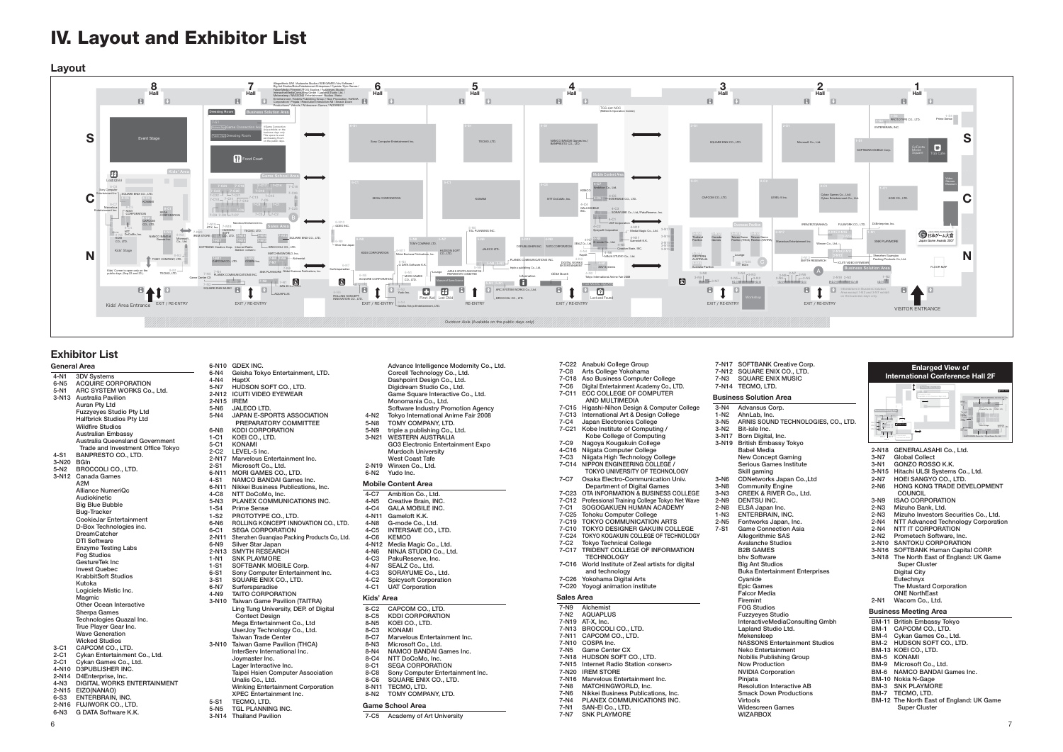# IV. Layout and Exhibitor List

## Layout

## Exhibitor List

### General Area

4-N1 3DV Systems
6-N5 ACQUIRE CORPORATION
5-N1 ARC SYSTEM WORKS Co., Ltd.
3-N13 Australia Pavilion
Auran Pty Ltd
Fuzzyeyes Studio Pty Ltd
Halfbrick Studios Pty Ltd
Wildfire Studios
Australian Embassy
Australia Queensland Government Trade and Investment Office Tokyo
4-S1 BANPRESTO CO., LTD.
3-N20 BGIn
5-N2 BROCCOLI CO., LTD.
3-N12 Canada Games
A2M
Alliance NumeriQc
Audiokinetic
Big Blue Bubble
Bug-Tracker
CookieJar Entertainment
D-Box Technologies inc.
DreamCatcher
DTI Software
Enzyme Testing Labs
Fog Studios
GestureTek Inc
Invest Quebec
KrabbitSoft Studios
Kutoka
Logiciels Mistic Inc.
Magmic
Other Ocean Interactive
Sherpa Games
Technologies Quazal Inc.
True Player Gear Inc.
Wave Generation
Wicked Studios
3-C1 CAPCOM CO., LTD.
2-C1 Cykan Entertainment Co., Ltd.
2-C1 Cykan Games Co., Ltd.
4-N10 D3PUBLISHER INC.
2-N14 D4Enterprise, Inc.
4-N3 DIGITAL WORKS ENTERTAINMENT
2-N15 EIZO(NANAO)
6-S3 ENTERBRAIN, INC.
2-N16 FUJIWORK CO., LTD.
6-N3 G DATA Software K.K.
6-N10 GDEX INC.
6-N4 Geisha Tokyo Entertainment, LTD.
4-N4 HaptX
5-N7 HUDSON SOFT CO., LTD.
2-N12 ICUITI VIDEO EYEWEAR
2-N15 IREM
5-N6 JALECO LTD.
5-N4 JAPAN E-SPORTS ASSOCIATION PREPARATORY COMMITTEE
6-N8 KDDI CORPORATION
1-C1 KOEI CO., LTD.
5-C1 KONAMI
2-C2 LEVEL-5 Inc.
2-N17 Marvelous Entertainment Inc.
2-S1 Microsoft Co., Ltd.
6-N11 MORI GAMES CO., LTD.
4-S1 NAMCO BANDAI Games Inc.
6-N11 Nikkei Business Publications, Inc.
4-C8 NTT DoCoMo, Inc.
5-N3 PLANEX COMMUNICATIONS INC.
1-S4 Prime Sense
1-S2 PROTOTYPE CO., LTD.
6-N6 ROLLING KONCEPT INNOVATION CO., LTD.
6-C1 SEGA CORPORATION
2-N11 Shenzhen Guanqiao Packing Products Co, Ltd.
6-N9 Silver Star Japan
2-N13 SMYTH RESEARCH
1-N1 SNK PLAYMORE
1-S1 SOFTBANK MOBILE Corp.
6-S1 Sony Computer Entertainment Inc.
3-S1 SQUARE ENIX CO., LTD.
6-N7 Surfersparadise
4-N9 TAITO CORPORATION
3-N10 Taiwan Game Pavilion (TAITRA)
Ling Tung University, DEP. of Digital Contect Design
Mega Entertainment Co., Ltd
UserJoy Technology Co., Ltd.
Taiwan Trade Center
3-N10 Taiwan Game Pavilion (THCA)
InterServ International Inc.
Joymaster Inc.
Lager Interactive Inc.
Taipei Hsien Computer Association
Unalis Co., Ltd.
Winking Entertainment Corporation
XPEC Entertainment Inc.
5-S1 TECMO, LTD.
5-N5 TGL PLANNING INC.
3-N14 Thailand Pavilion
Advance Intelligence Modernity Co., Ltd.
Corcell Technology Co., Ltd.
Dashpoint Design Co., Ltd.
Digidream Studio Co., Ltd.
Game Square Interactive Co., Ltd.
Monomania Co., Ltd.
Software Industry Promotion Agency
4-N2 Tokyo International Anime Fair 2008
5-N8 TOMY COMPANY, LTD.
5-N9 triple a publishing Co., Ltd.
3-N21 WESTERN AUSTRALIA
GO3 Electronic Entertainment Expo
Murdoch University
West Coast Tafe
2-N19 Winxen Co., Ltd.
6-N2 Yudo Inc.

### Mobile Content Area

4-C7 Ambition Co., Ltd.
4-N5 Creative Brain, INC.
4-C4 GALA MOBILE INC.
4-N11 Gameloft K.K.
4-N8 G-mode Co., Ltd.
4-C5 INTERSAVE CO., LTD.
4-C6 KEMCO
4-N12 Media Magic Co., Ltd.
4-N6 NINJA STUDIO Co., Ltd.
4-C3 PakuReserve, Inc.
4-N7 SEALZ Co., Ltd.
4-C3 SORAYUME Co., Ltd.
4-C2 Spicysoft Corporation
4-C1 UAT Corporation

### Kids' Area

8-C2 CAPCOM CO., LTD.
8-C5 KDDI CORPORATION
8-N5 KOEI CO., LTD.
8-C3 KONAMI
8-C7 Marvelous Entertainment Inc.
8-N3 Microsoft Co., Ltd.
8-N4 NAMCO BANDAI Games Inc.
8-C4 NTT DoCoMo, Inc.
8-C1 SEGA CORPORATION
8-C8 Sony Computer Entertainment Inc.
8-C6 SQUARE ENIX CO., LTD.
8-N11 TECMO, LTD.
8-N2 TOMY COMPANY, LTD.

### Game School Area

7-C5 Academy of Art University
7-C22 Anabuki College Group
7-C8 Arts College Yokohama
7-C18 Aso Business Computer College
7-C6 Digital Entertainment Academy Co., LTD.
7-C11 ECC COLLEGE OF COMPUTER AND MULTIMEDIA
7-C15 Higashi-Nihon Design & Computer College
7-C13 International Art & Design College
7-C4 Japan Electronics College
7-C21 Kobe Institute of Computing / Kobe College of Computing
7-C9 Nagoya Kougakuin College
4-C16 Niigata Computer College
7-C3 Niigata High Technology College
7-C14 NIPPON ENGINEERING COLLEGE / TOKYO UNIVERSITY OF TECHNOLOGY
7-C7 Osaka Electro-Communication Univ. Department of Digital Games
7-C23 OTA INFORMATION & BUSINESS COLLEGE
7-C12 Professional Training College Tokyo Net Wave
7-C1 SOGOGAKUEN HUMAN ACADEMY
7-C25 Tohoku Computer College
7-C19 TOKYO COMMUNICATION ARTS
7-C10 TOKYO DESIGNER GAKUIN COLLEGE
7-C24 TOKYO KOGAKUIN COLLEGE OF TECHNOLOGY
7-C2 Tokyo Technical College
7-C17 TRIDENT COLLEGE OF INFORMATION TECHNOLOGY
7-C16 World Institute of Zeal artists for digital and technology
7-C26 Yokohama Digital Arts
7-C20 Yoyogi animation institute

### Sales Area

7-N9 Alchemist
7-N2 AQUAPLUS
7-N19 AT-X, Inc.
7-N13 BROCCOLI CO., LTD.
7-N11 CAPCOM CO., LTD.
7-N10 COSPA Inc.
7-N5 Game Center CX
7-N18 HUDSON SOFT CO., LTD.
7-N15 Internet Radio Station <onsen>
7-N20 IREM STORE
7-N16 Marvelous Entertainment Inc.
7-N8 MATCHINGWORLD, Inc.
7-N6 Nikkei Business Publications, Inc.
7-N4 PLANEX COMMUNICATIONS INC.
7-N1 SAN-EI Co., LTD.
7-N7 SNK PLAYMORE
7-N17 SOFTBANK Creative Corp.
7-N12 SQUARE ENIX CO., LTD.
7-N3 SQUARE ENIX MUSIC
7-N14 TECMO, LTD.

### Business Solution Area

3-N4 Advansus Corp.
1-N2 AhnLab, Inc.
3-N5 ARNIS SOUND TECHNOLOGIES, CO., LTD.
3-N2 Bit-isle Inc.
3-N17 Born Digital, Inc.
3-N19 British Embassy Tokyo
Babel Media
Now Concept Gaming
Serious Games Institute
Skill gaming
3-N6 CDNetworks Japan Co.,Ltd
3-N8 Community Engine
3-N3 CREEK & RIVER Co., Ltd.
2-N9 DENTSU INC.
2-N8 ELSA Japan Inc.
1-N3 ENTERBRAIN, INC.
2-N5 Fontworks Japan, Inc.
7-S1 Game Connection Asia
Allegorithmic SAS
Avalanche Studios
B2B GAMES
bhv Software
Big Ant Studios
Buka Entertainment Enterprises
Cyanide
Epic Games
Falcor Media
Firemint
FOG Studios
Fuzzyeyes Studio
InteractiveMediaConsulting Gmbh
Lapland Studio Ltd.
Mekensleep
NASSONS Entertainment Studios
Neko Entertainment
Nobilis Publishing Group
Now Production
NVIDIA Corporation
Pinjata
Resolution Interactive AB
Smack Down Productions
Virtools
Widescreen Games
WIZARBOX

#### Enlarged View of International Conference Hall 2F

2-N18 GENERALASAHI Co., Ltd.
3-N7 Global Collect
3-N1 GONZO ROSSO K.K.
3-N15 Hitachi ULSI Systems Co., Ltd.
2-N7 HOEI SANGYO CO., LTD.
2-N6 HONG KONG TRADE DEVELOPMENT COUNCIL
3-N9 ISAO CORPORATION
2-N3 Mizuho Bank, Ltd.
2-N3 Mizuho Investors Securities Co., Ltd.
2-N4 NTT Advanced Technology Corporation
2-N4 NTT IT CORPORATION
2-N2 Prometech Software, Inc.
2-N10 SANTOKU CORPORATION
3-N16 SOFTBANK Human Capital CORP.
3-N18 The North East of England: UK Game Super Cluster
Digital City
Eutechnyx
The Mustard Corporation
ONE NorthEast
2-N1 Wacom Co., Ltd.

### Business Meeting Area

BM-11 British Embassy Tokyo
BM-1 CAPCOM CO., LTD.
BM-4 Cykan Games Co., Ltd.
BM-2 HUDSON SOFT CO., LTD.
BM-13 KOEI CO., LTD.
BM-5 KONAMI
BM-9 Microsoft Co., Ltd.
BM-6 NAMCO BANDAI Games Inc.
BM-10 Nokia N-Gage
BM-3 SNK PLAYMORE
BM-7 TECMO, LTD.
BM-12 The North East of England: UK Game Super Cluster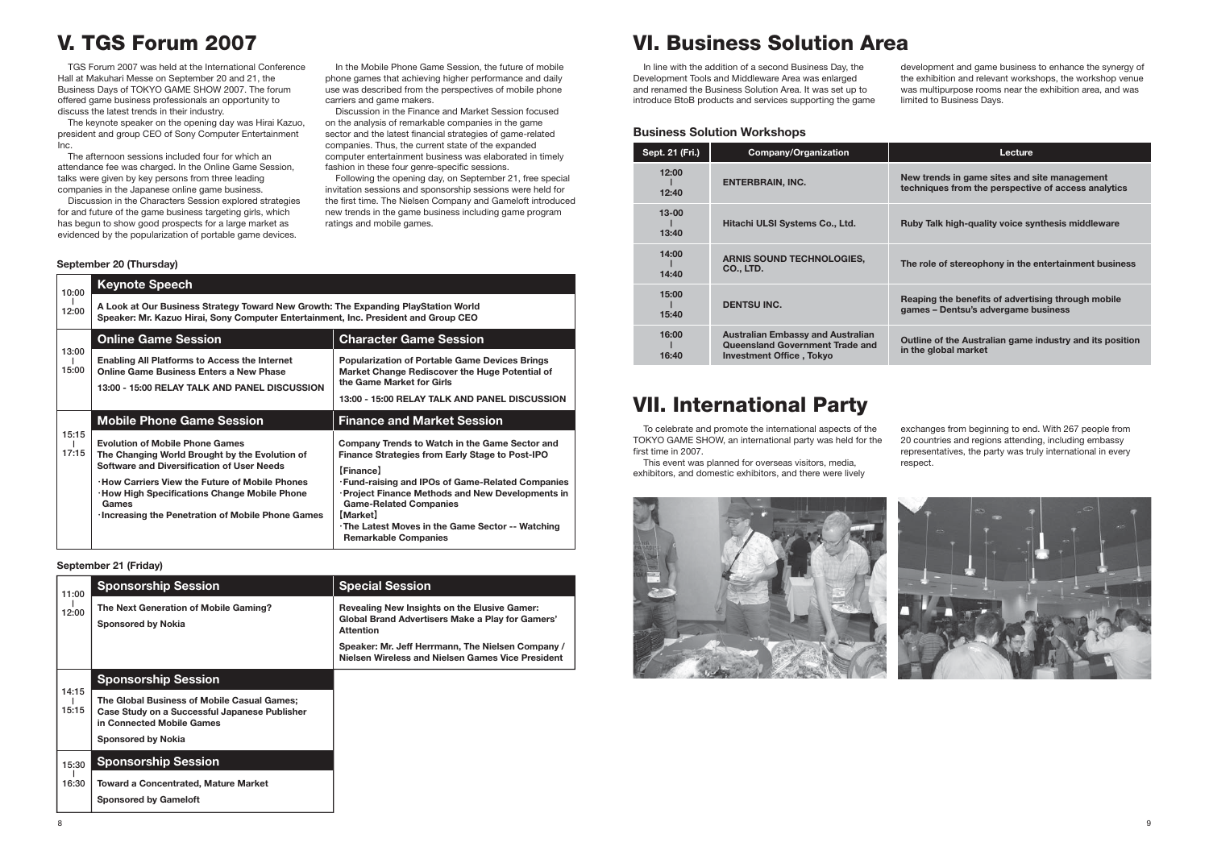# V. TGS Forum 2007

TGS Forum 2007 was held at the International Conference Hall at Makuhari Messe on September 20 and 21, the Business Days of TOKYO GAME SHOW 2007. The forum offered game business professionals an opportunity to discuss the latest trends in their industry.

The keynote speaker on the opening day was Hirai Kazuo, president and group CEO of Sony Computer Entertainment Inc.

The afternoon sessions included four for which an attendance fee was charged. In the Online Game Session, talks were given by key persons from three leading companies in the Japanese online game business.

Discussion in the Characters Session explored strategies for and future of the game business targeting girls, which has begun to show good prospects for a large market as evidenced by the popularization of portable game devices.

In the Mobile Phone Game Session, the future of mobile phone games that achieving higher performance and daily use was described from the perspectives of mobile phone carriers and game makers.

Discussion in the Finance and Market Session focused on the analysis of remarkable companies in the game sector and the latest financial strategies of game-related companies. Thus, the current state of the expanded computer entertainment business was elaborated in timely fashion in these four genre-specific sessions.

Following the opening day, on September 21, free special invitation sessions and sponsorship sessions were held for the first time. The Nielsen Company and Gameloft introduced new trends in the game business including game program ratings and mobile games.

#### September 20 (Thursday)

| Time | Session | Session |
|---|---|---|
| 10:00 – 12:00 | **Keynote Speech**<br>**A Look at Our Business Strategy Toward New Growth: The Expanding PlayStation World**<br>**Speaker: Mr. Kazuo Hirai, Sony Computer Entertainment, Inc. President and Group CEO** | |
| 13:00 – 15:00 | **Online Game Session**<br>**Enabling All Platforms to Access the Internet**<br>**Online Game Business Enters a New Phase**<br>**13:00 - 15:00 RELAY TALK AND PANEL DISCUSSION** | **Character Game Session**<br>**Popularization of Portable Game Devices Brings Market Change Rediscover the Huge Potential of the Game Market for Girls**<br>**13:00 - 15:00 RELAY TALK AND PANEL DISCUSSION** |
| 15:15 – 17:15 | **Mobile Phone Game Session**<br>**Evolution of Mobile Phone Games**<br>**The Changing World Brought by the Evolution of Software and Diversification of User Needs**<br>**·How Carriers View the Future of Mobile Phones**<br>**·How High Specifications Change Mobile Phone Games**<br>**·Increasing the Penetration of Mobile Phone Games** | **Finance and Market Session**<br>**Company Trends to Watch in the Game Sector and Finance Strategies from Early Stage to Post-IPO**<br>**【Finance】**<br>**·Fund-raising and IPOs of Game-Related Companies**<br>**·Project Finance Methods and New Developments in Game-Related Companies**<br>**【Market】**<br>**·The Latest Moves in the Game Sector -- Watching Remarkable Companies** |

#### September 21 (Friday)

| Time | Session | Session |
|---|---|---|
| 11:00 – 12:00 | **Sponsorship Session**<br>**The Next Generation of Mobile Gaming?**<br>**Sponsored by Nokia** | **Special Session**<br>**Revealing New Insights on the Elusive Gamer: Global Brand Advertisers Make a Play for Gamers' Attention**<br>**Speaker: Mr. Jeff Herrmann, The Nielsen Company / Nielsen Wireless and Nielsen Games Vice President** |
| 14:15 – 15:15 | **Sponsorship Session**<br>**The Global Business of Mobile Casual Games; Case Study on a Successful Japanese Publisher in Connected Mobile Games**<br>**Sponsored by Nokia** | |
| 15:30 – 16:30 | **Sponsorship Session**<br>**Toward a Concentrated, Mature Market**<br>**Sponsored by Gameloft** | |

# VI. Business Solution Area

In line with the addition of a second Business Day, the Development Tools and Middleware Area was enlarged and renamed the Business Solution Area. It was set up to introduce BtoB products and services supporting the game development and game business to enhance the synergy of the exhibition and relevant workshops, the workshop venue was multipurpose rooms near the exhibition area, and was limited to Business Days.

### Business Solution Workshops

| Sept. 21 (Fri.) | Company/Organization | Lecture |
|---|---|---|
| 12:00 – 12:40 | **ENTERBRAIN, INC.** | **New trends in game sites and site management techniques from the perspective of access analytics** |
| 13-00 – 13:40 | **Hitachi ULSI Systems Co., Ltd.** | **Ruby Talk high-quality voice synthesis middleware** |
| 14:00 – 14:40 | **ARNIS SOUND TECHNOLOGIES, CO., LTD.** | **The role of stereophony in the entertainment business** |
| 15:00 – 15:40 | **DENTSU INC.** | **Reaping the benefits of advertising through mobile games – Dentsu's advergame business** |
| 16:00 – 16:40 | **Australian Embassy and Australian Queensland Government Trade and Investment Office , Tokyo** | **Outline of the Australian game industry and its position in the global market** |

# VII. International Party

To celebrate and promote the international aspects of the TOKYO GAME SHOW, an international party was held for the first time in 2007.

This event was planned for overseas visitors, media, exhibitors, and domestic exhibitors, and there were lively exchanges from beginning to end. With 267 people from 20 countries and regions attending, including embassy representatives, the party was truly international in every respect.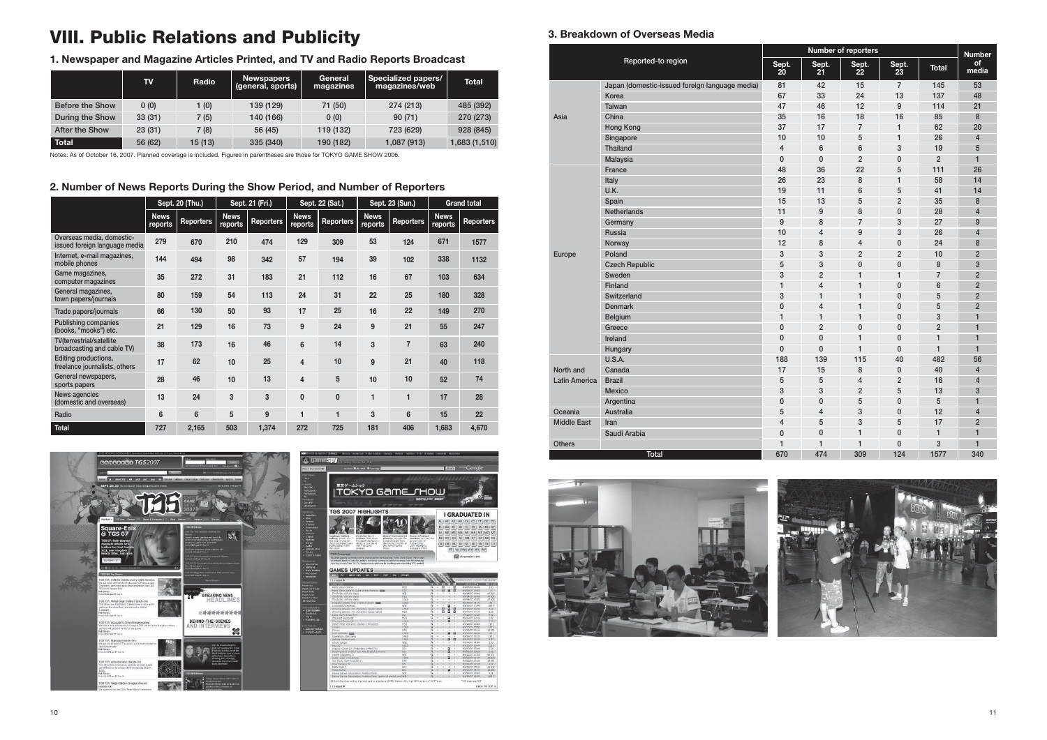# VIII. Public Relations and Publicity

## 1. Newspaper and Magazine Articles Printed, and TV and Radio Reports Broadcast

| | TV | Radio | Newspapers (general, sports) | General magazines | Specialized papers/ magazines/web | Total |
|---|---|---|---|---|---|---|
| Before the Show | 0 (0) | 1 (0) | 139 (129) | 71 (50) | 274 (213) | 485 (392) |
| During the Show | 33 (31) | 7 (5) | 140 (166) | 0 (0) | 90 (71) | 270 (273) |
| After the Show | 23 (31) | 7 (8) | 56 (45) | 119 (132) | 723 (629) | 928 (845) |
| **Total** | 56 (62) | 15 (13) | 335 (340) | 190 (182) | 1,087 (913) | 1,683 (1,510) |

Notes: As of October 16, 2007. Planned coverage is included. Figures in parentheses are those for TOKYO GAME SHOW 2006.

## 2. Number of News Reports During the Show Period, and Number of Reporters

| | Sept. 20 (Thu.) | | Sept. 21 (Fri.) | | Sept. 22 (Sat.) | | Sept. 23 (Sun.) | | Grand total | |
|---|---|---|---|---|---|---|---|---|---|---|
| | News reports | Reporters | News reports | Reporters | News reports | Reporters | News reports | Reporters | News reports | Reporters |
| Overseas media, domestic-issued foreign language media | 279 | 670 | 210 | 474 | 129 | 309 | 53 | 124 | 671 | 1577 |
| Internet, e-mail magazines, mobile phones | 144 | 494 | 98 | 342 | 57 | 194 | 39 | 102 | 338 | 1132 |
| Game magazines, computer magazines | 35 | 272 | 31 | 183 | 21 | 112 | 16 | 67 | 103 | 634 |
| General magazines, town papers/journals | 80 | 159 | 54 | 113 | 24 | 31 | 22 | 25 | 180 | 328 |
| Trade papers/journals | 66 | 130 | 50 | 93 | 17 | 25 | 16 | 22 | 149 | 270 |
| Publishing companies (books, "mooks") etc. | 21 | 129 | 16 | 73 | 9 | 24 | 9 | 21 | 55 | 247 |
| TV(terrestrial/satellite broadcasting and cable TV) | 38 | 173 | 16 | 46 | 6 | 14 | 3 | 7 | 63 | 240 |
| Editing productions, freelance journalists, others | 17 | 62 | 10 | 25 | 4 | 10 | 9 | 21 | 40 | 118 |
| General newspapers, sports papers | 28 | 46 | 10 | 13 | 4 | 5 | 10 | 10 | 52 | 74 |
| News agencies (domestic and overseas) | 13 | 24 | 3 | 3 | 0 | 0 | 1 | 1 | 17 | 28 |
| Radio | 6 | 6 | 5 | 9 | 1 | 1 | 3 | 6 | 15 | 22 |
| **Total** | 727 | 2,165 | 503 | 1,374 | 272 | 725 | 181 | 406 | 1,683 | 4,670 |

## 3. Breakdown of Overseas Media

| Reported-to region | | Number of reporters | | | | | Number of media |
|---|---|---|---|---|---|---|---|
| | | Sept. 20 | Sept. 21 | Sept. 22 | Sept. 23 | Total | |
| Asia | Japan (domestic-issued foreign language media) | 81 | 42 | 15 | 7 | 145 | 53 |
| | Korea | 67 | 33 | 24 | 13 | 137 | 48 |
| | Taiwan | 47 | 46 | 12 | 9 | 114 | 21 |
| | China | 35 | 16 | 18 | 16 | 85 | 8 |
| | Hong Kong | 37 | 17 | 7 | 1 | 62 | 20 |
| | Singapore | 10 | 10 | 5 | 1 | 26 | 4 |
| | Thailand | 4 | 6 | 6 | 3 | 19 | 5 |
| | Malaysia | 0 | 0 | 2 | 0 | 2 | 1 |
| Europe | France | 48 | 36 | 22 | 5 | 111 | 26 |
| | Italy | 26 | 23 | 8 | 1 | 58 | 14 |
| | U.K. | 19 | 11 | 6 | 5 | 41 | 14 |
| | Spain | 15 | 13 | 5 | 2 | 35 | 8 |
| | Netherlands | 11 | 9 | 8 | 0 | 28 | 4 |
| | Germany | 9 | 8 | 7 | 3 | 27 | 9 |
| | Russia | 10 | 4 | 9 | 3 | 26 | 4 |
| | Norway | 12 | 8 | 4 | 0 | 24 | 8 |
| | Poland | 3 | 3 | 2 | 2 | 10 | 2 |
| | Czech Republic | 5 | 3 | 0 | 0 | 8 | 3 |
| | Sweden | 3 | 2 | 1 | 1 | 7 | 2 |
| | Finland | 1 | 4 | 1 | 0 | 6 | 2 |
| | Switzerland | 3 | 1 | 1 | 0 | 5 | 2 |
| | Denmark | 0 | 4 | 1 | 0 | 5 | 2 |
| | Belgium | 1 | 1 | 1 | 0 | 3 | 1 |
| | Greece | 0 | 2 | 0 | 0 | 2 | 1 |
| | Ireland | 0 | 0 | 1 | 0 | 1 | 1 |
| | Hungary | 0 | 0 | 1 | 0 | 1 | 1 |
| North and Latin America | U.S.A. | 188 | 139 | 115 | 40 | 482 | 56 |
| | Canada | 17 | 15 | 8 | 0 | 40 | 4 |
| | Brazil | 5 | 5 | 4 | 2 | 16 | 4 |
| | Mexico | 3 | 3 | 2 | 5 | 13 | 3 |
| | Argentina | 0 | 0 | 5 | 0 | 5 | 1 |
| Oceania | Australia | 5 | 4 | 3 | 0 | 12 | 4 |
| Middle East | Iran | 4 | 5 | 3 | 5 | 17 | 2 |
| | Saudi Arabia | 0 | 0 | 1 | 0 | 1 | 1 |
| Others | | 1 | 1 | 1 | 0 | 3 | 1 |
| Total | | 670 | 474 | 309 | 124 | 1577 | 340 |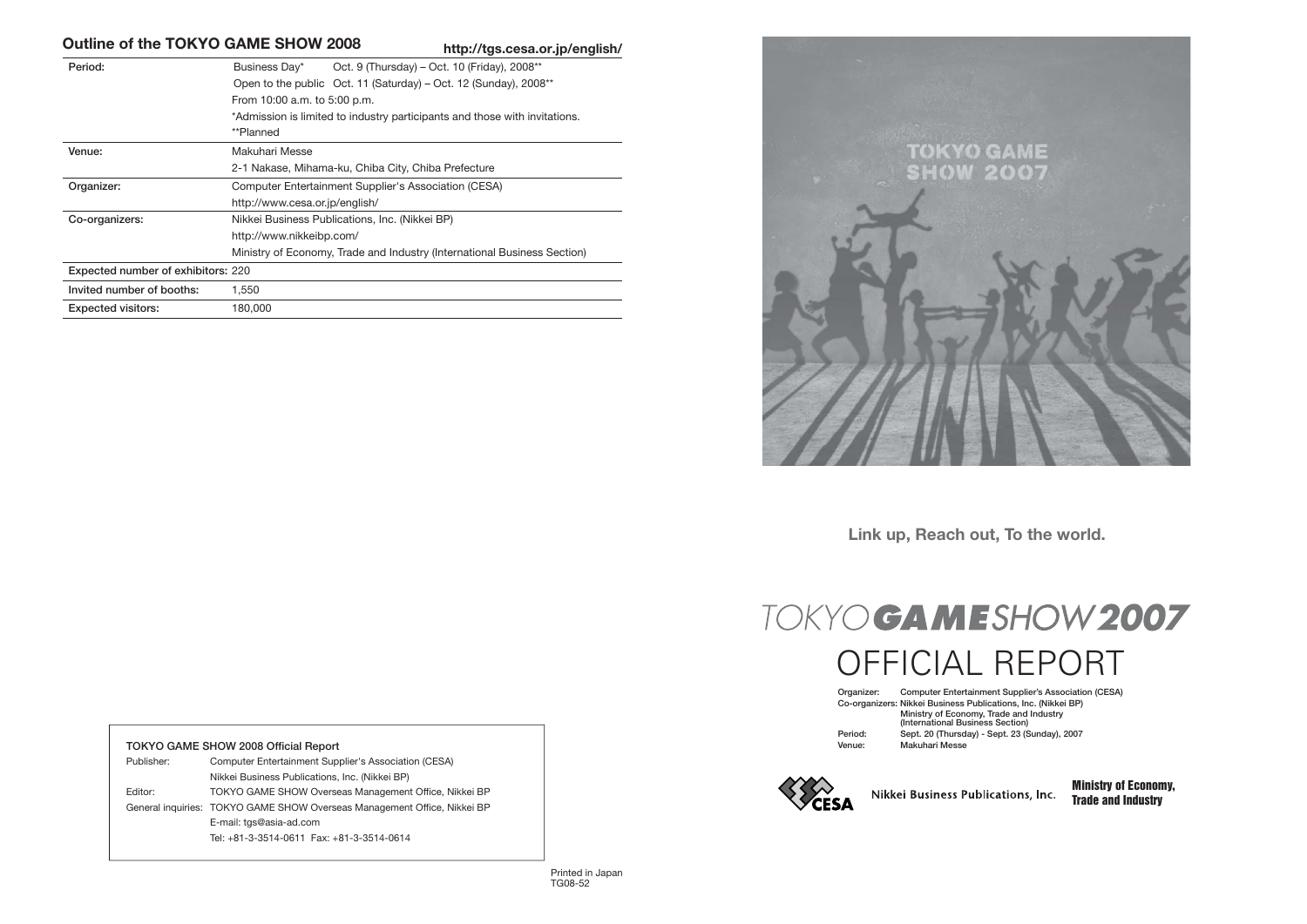## Outline of the TOKYO GAME SHOW 2008

http://tgs.cesa.or.jp/english/

| | |
|---|---|
| Period: | Business Day* Oct. 9 (Thursday) – Oct. 10 (Friday), 2008**<br>Open to the public Oct. 11 (Saturday) – Oct. 12 (Sunday), 2008**<br>From 10:00 a.m. to 5:00 p.m.<br>*Admission is limited to industry participants and those with invitations.<br>**Planned |
| Venue: | Makuhari Messe<br>2-1 Nakase, Mihama-ku, Chiba City, Chiba Prefecture |
| Organizer: | Computer Entertainment Supplier's Association (CESA)<br>http://www.cesa.or.jp/english/ |
| Co-organizers: | Nikkei Business Publications, Inc. (Nikkei BP)<br>http://www.nikkeibp.com/<br>Ministry of Economy, Trade and Industry (International Business Section) |
| Expected number of exhibitors: | 220 |
| Invited number of booths: | 1,550 |
| Expected visitors: | 180,000 |

**TOKYO GAME SHOW 2008 Official Report**

| | |
|---|---|
| Publisher: | Computer Entertainment Supplier's Association (CESA)<br>Nikkei Business Publications, Inc. (Nikkei BP) |
| Editor: | TOKYO GAME SHOW Overseas Management Office, Nikkei BP |
| General inquiries: | TOKYO GAME SHOW Overseas Management Office, Nikkei BP<br>E-mail: tgs@asia-ad.com<br>Tel: +81-3-3514-0611 Fax: +81-3-3514-0614 |

Printed in Japan
TG08-52

TOKYO GAME SHOW 2007

**Link up, Reach out, To the world.**

# TOKYO GAME SHOW 2007 OFFICIAL REPORT

| | |
|---|---|
| Organizer: | Computer Entertainment Supplier's Association (CESA) |
| Co-organizers: | Nikkei Business Publications, Inc. (Nikkei BP)<br>Ministry of Economy, Trade and Industry (International Business Section) |
| Period: | Sept. 20 (Thursday) - Sept. 23 (Sunday), 2007 |
| Venue: | Makuhari Messe |

CESA Nikkei Business Publications, Inc. Ministry of Economy, Trade and Industry